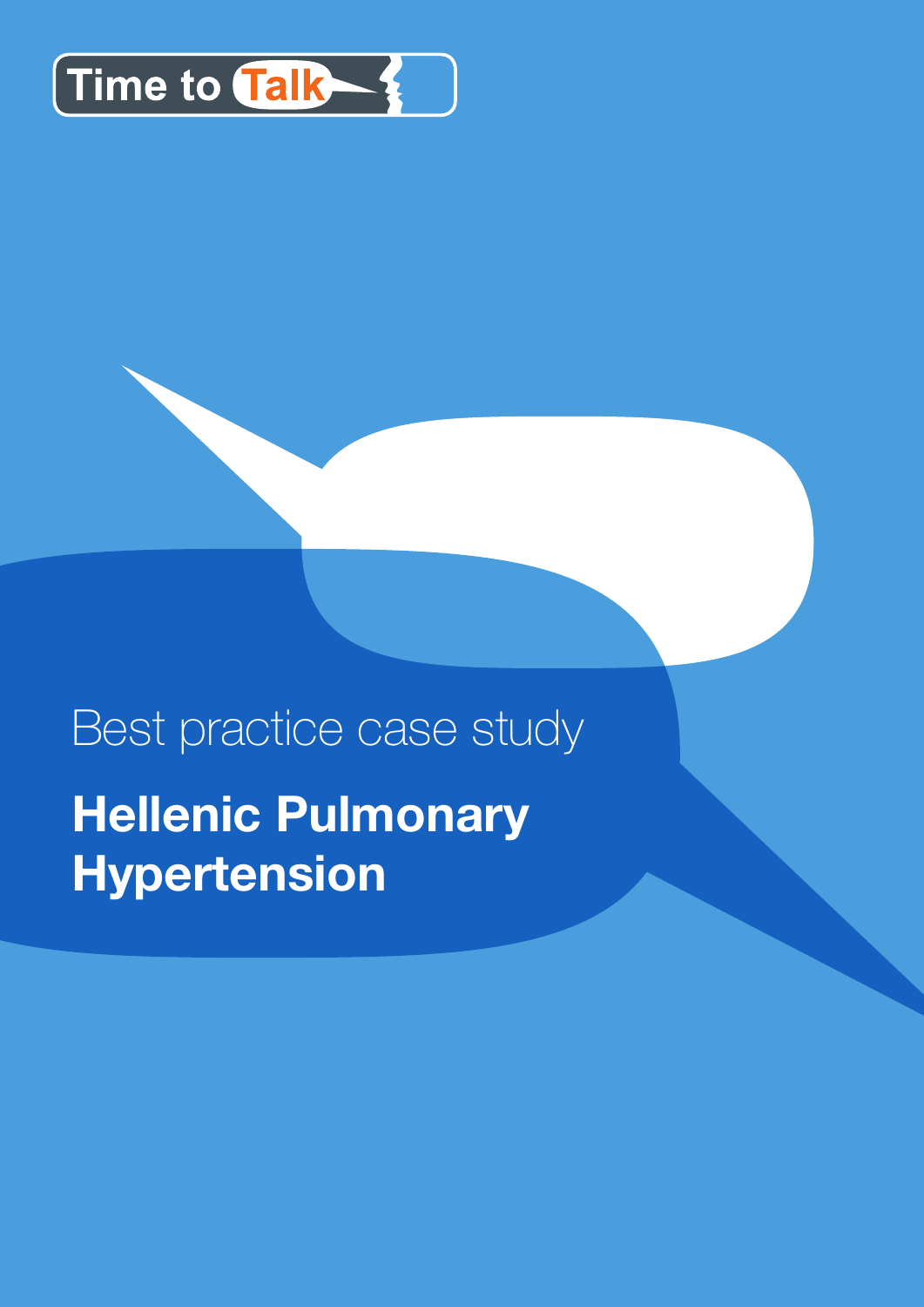Time to Talk

Best practice case study

# Hellenic Pulmonary Hypertension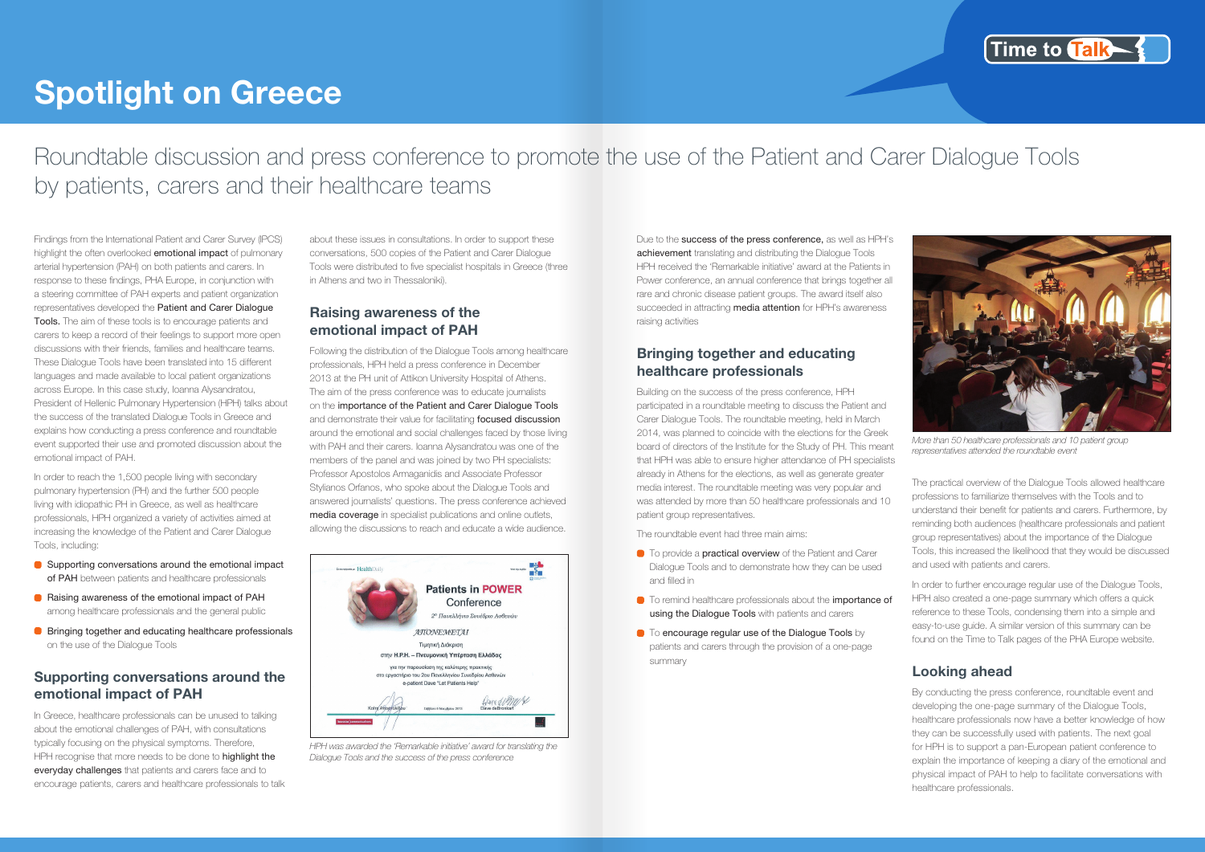# Spotlight on Greece

## Roundtable discussion and press conference to promote the use of the Patient and Carer Dialogue Tools by patients, carers and their healthcare teams

Findings from the International Patient and Carer Survey (IPCS) highlight the often overlooked **emotional impact** of pulmonary arterial hypertension (PAH) on both patients and carers. In response to these findings, PHA Europe, in conjunction with a steering committee of PAH experts and patient organization representatives developed the **Patient and Carer Dialogue Tools.** The aim of these tools is to encourage patients and carers to keep a record of their feelings to support more open discussions with their friends, families and healthcare teams. These Dialogue Tools have been translated into 15 different languages and made available to local patient organizations across Europe. In this case study, Ioanna Alysandratou, President of Hellenic Pulmonary Hypertension (HPH) talks about the success of the translated Dialogue Tools in Greece and explains how conducting a press conference and roundtable event supported their use and promoted discussion about the emotional impact of PAH.

In order to reach the 1,500 people living with secondary pulmonary hypertension (PH) and the further 500 people living with idiopathic PH in Greece, as well as healthcare professionals, HPH organized a variety of activities aimed at increasing the knowledge of the Patient and Carer Dialogue Tools, including:

- **Supporting conversations around the emotional impact of PAH** between patients and healthcare professionals
- **Raising awareness of the emotional impact of PAH** among healthcare professionals and the general public
- **Bringing together and educating healthcare professionals** on the use of the Dialogue Tools

### Supporting conversations around the emotional impact of PAH

In Greece, healthcare professionals can be unused to talking about the emotional challenges of PAH, with consultations typically focusing on the physical symptoms. Therefore, HPH recognise that more needs to be done to **highlight the everyday challenges** that patients and carers face and to encourage patients, carers and healthcare professionals to talk about these issues in consultations. In order to support these conversations, 500 copies of the Patient and Carer Dialogue Tools were distributed to five specialist hospitals in Greece (three in Athens and two in Thessaloniki).

### Raising awareness of the emotional impact of PAH

Following the distribution of the Dialogue Tools among healthcare professionals, HPH held a press conference in December 2013 at the PH unit of Attikon University Hospital of Athens. The aim of the press conference was to educate journalists on the **importance of the Patient and Carer Dialogue Tools** and demonstrate their value for facilitating **focused discussion** around the emotional and social challenges faced by those living with PAH and their carers. Ioanna Alysandratou was one of the members of the panel and was joined by two PH specialists: Professor Apostolos Armaganidis and Associate Professor Stylianos Orfanos, who spoke about the Dialogue Tools and answered journalists' questions. The press conference achieved **media coverage** in specialist publications and online outlets, allowing the discussions to reach and educate a wide audience.

*HPH was awarded the 'Remarkable initiative' award for translating the Dialogue Tools and the success of the press conference*

Due to the **success of the press conference,** as well as HPH's **achievement** translating and distributing the Dialogue Tools HPH received the 'Remarkable initiative' award at the Patients in Power conference, an annual conference that brings together all rare and chronic disease patient groups. The award itself also succeeded in attracting **media attention** for HPH's awareness raising activities

### Bringing together and educating healthcare professionals

Building on the success of the press conference, HPH participated in a roundtable meeting to discuss the Patient and Carer Dialogue Tools. The roundtable meeting, held in March 2014, was planned to coincide with the elections for the Greek board of directors of the Institute for the Study of PH. This meant that HPH was able to ensure higher attendance of PH specialists already in Athens for the elections, as well as generate greater media interest. The roundtable meeting was very popular and was attended by more than 50 healthcare professionals and 10 patient group representatives.

The roundtable event had three main aims:

- To provide a **practical overview** of the Patient and Carer Dialogue Tools and to demonstrate how they can be used and filled in
- To remind healthcare professionals about the **importance of using the Dialogue Tools** with patients and carers
- To **encourage regular use of the Dialogue Tools** by patients and carers through the provision of a one-page summary

*More than 50 healthcare professionals and 10 patient group representatives attended the roundtable event*

The practical overview of the Dialogue Tools allowed healthcare professions to familiarize themselves with the Tools and to understand their benefit for patients and carers. Furthermore, by reminding both audiences (healthcare professionals and patient group representatives) about the importance of the Dialogue Tools, this increased the likelihood that they would be discussed and used with patients and carers.

In order to further encourage regular use of the Dialogue Tools, HPH also created a one-page summary which offers a quick reference to these Tools, condensing them into a simple and easy-to-use guide. A similar version of this summary can be found on the Time to Talk pages of the PHA Europe website.

### Looking ahead

By conducting the press conference, roundtable event and developing the one-page summary of the Dialogue Tools, healthcare professionals now have a better knowledge of how they can be successfully used with patients. The next goal for HPH is to support a pan-European patient conference to explain the importance of keeping a diary of the emotional and physical impact of PAH to help to facilitate conversations with healthcare professionals.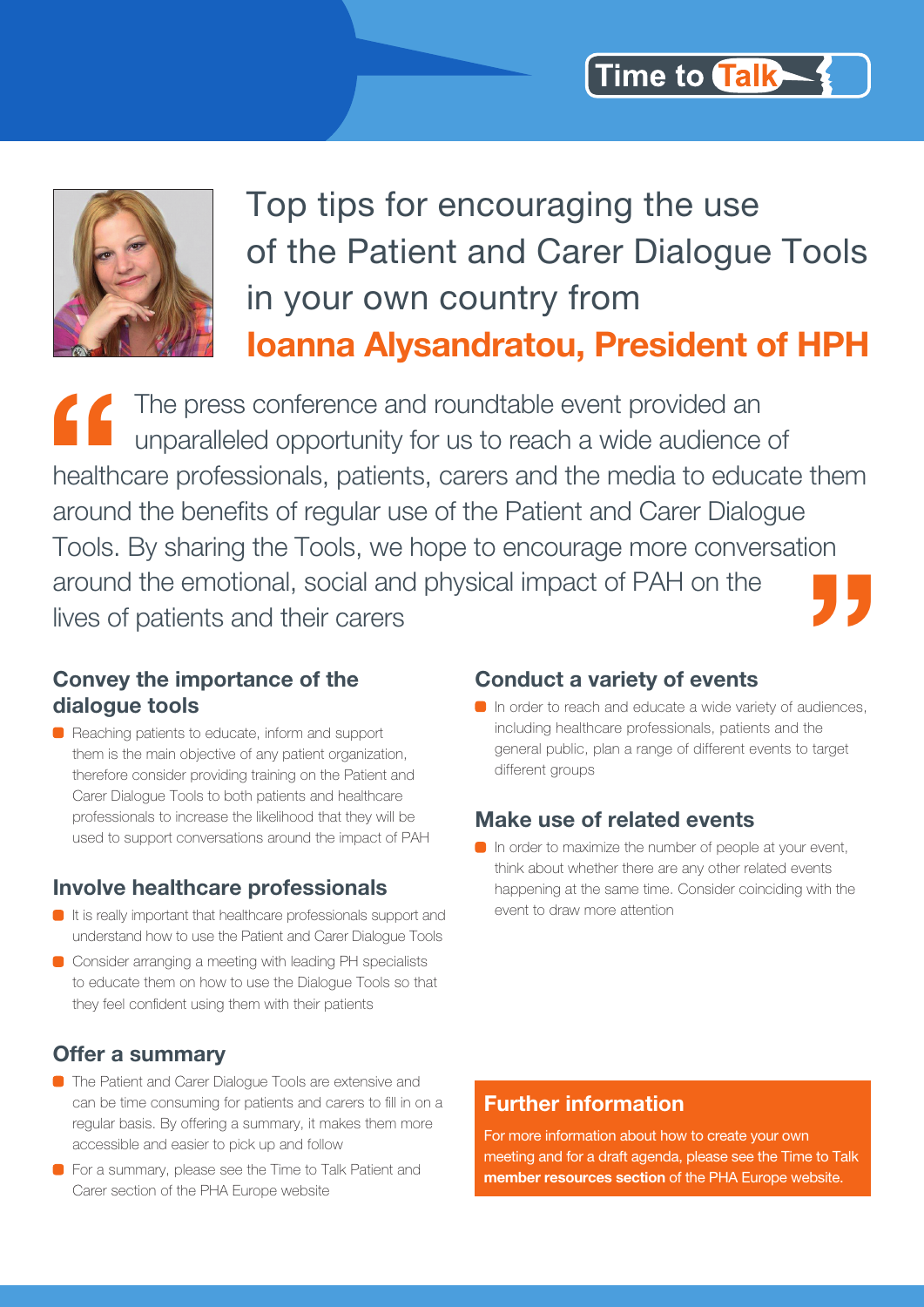Time to Talk

# Top tips for encouraging the use of the Patient and Carer Dialogue Tools in your own country from **Ioanna Alysandratou, President of HPH**

> "The press conference and roundtable event provided an unparalleled opportunity for us to reach a wide audience of healthcare professionals, patients, carers and the media to educate them around the benefits of regular use of the Patient and Carer Dialogue Tools. By sharing the Tools, we hope to encourage more conversation around the emotional, social and physical impact of PAH on the lives of patients and their carers"

### Convey the importance of the dialogue tools

- Reaching patients to educate, inform and support them is the main objective of any patient organization, therefore consider providing training on the Patient and Carer Dialogue Tools to both patients and healthcare professionals to increase the likelihood that they will be used to support conversations around the impact of PAH

### Involve healthcare professionals

- It is really important that healthcare professionals support and understand how to use the Patient and Carer Dialogue Tools
- Consider arranging a meeting with leading PH specialists to educate them on how to use the Dialogue Tools so that they feel confident using them with their patients

### Offer a summary

- The Patient and Carer Dialogue Tools are extensive and can be time consuming for patients and carers to fill in on a regular basis. By offering a summary, it makes them more accessible and easier to pick up and follow
- For a summary, please see the Time to Talk Patient and Carer section of the PHA Europe website

### Conduct a variety of events

- In order to reach and educate a wide variety of audiences, including healthcare professionals, patients and the general public, plan a range of different events to target different groups

### Make use of related events

- In order to maximize the number of people at your event, think about whether there are any other related events happening at the same time. Consider coinciding with the event to draw more attention

### Further information

For more information about how to create your own meeting and for a draft agenda, please see the Time to Talk **member resources section** of the PHA Europe website.